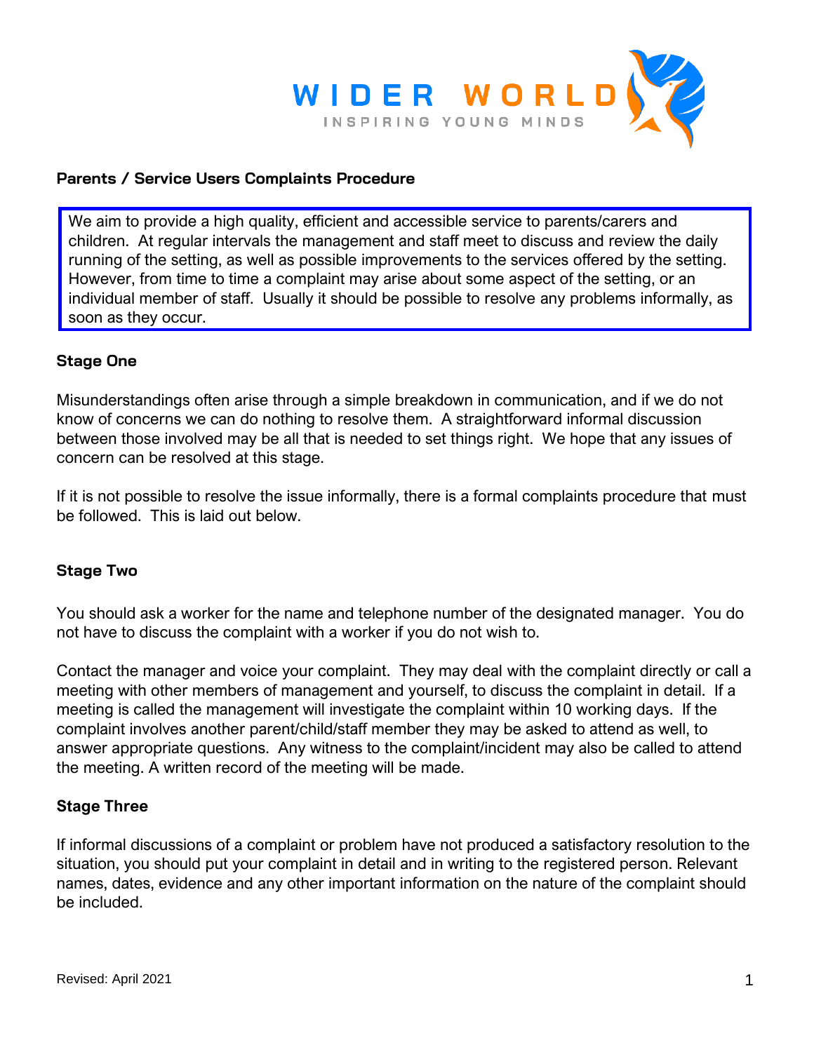WIDER WORLD

INSPIRING YOUNG MINDS

**Parents / Service Users Complaints Procedure**

We aim to provide a high quality, efficient and accessible service to parents/carers and children. At regular intervals the management and staff meet to discuss and review the daily running of the setting, as well as possible improvements to the services offered by the setting. However, from time to time a complaint may arise about some aspect of the setting, or an individual member of staff. Usually it should be possible to resolve any problems informally, as soon as they occur.

**Stage One**

Misunderstandings often arise through a simple breakdown in communication, and if we do not know of concerns we can do nothing to resolve them. A straightforward informal discussion between those involved may be all that is needed to set things right. We hope that any issues of concern can be resolved at this stage.

If it is not possible to resolve the issue informally, there is a formal complaints procedure that must be followed. This is laid out below.

**Stage Two**

You should ask a worker for the name and telephone number of the designated manager. You do not have to discuss the complaint with a worker if you do not wish to.

Contact the manager and voice your complaint. They may deal with the complaint directly or call a meeting with other members of management and yourself, to discuss the complaint in detail. If a meeting is called the management will investigate the complaint within 10 working days. If the complaint involves another parent/child/staff member they may be asked to attend as well, to answer appropriate questions. Any witness to the complaint/incident may also be called to attend the meeting. A written record of the meeting will be made.

**Stage Three**

If informal discussions of a complaint or problem have not produced a satisfactory resolution to the situation, you should put your complaint in detail and in writing to the registered person. Relevant names, dates, evidence and any other important information on the nature of the complaint should be included.

Revised: April 2021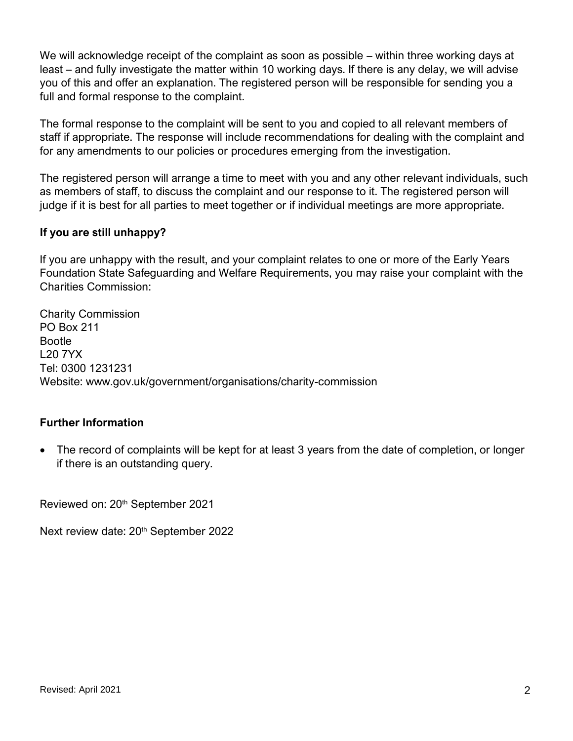We will acknowledge receipt of the complaint as soon as possible – within three working days at least – and fully investigate the matter within 10 working days. If there is any delay, we will advise you of this and offer an explanation. The registered person will be responsible for sending you a full and formal response to the complaint.

The formal response to the complaint will be sent to you and copied to all relevant members of staff if appropriate. The response will include recommendations for dealing with the complaint and for any amendments to our policies or procedures emerging from the investigation.

The registered person will arrange a time to meet with you and any other relevant individuals, such as members of staff, to discuss the complaint and our response to it. The registered person will judge if it is best for all parties to meet together or if individual meetings are more appropriate.

**If you are still unhappy?**

If you are unhappy with the result, and your complaint relates to one or more of the Early Years Foundation State Safeguarding and Welfare Requirements, you may raise your complaint with the Charities Commission:

Charity Commission
PO Box 211
Bootle
L20 7YX
Tel: 0300 1231231
Website: www.gov.uk/government/organisations/charity-commission

**Further Information**

- The record of complaints will be kept for at least 3 years from the date of completion, or longer if there is an outstanding query.

Reviewed on: 20th September 2021

Next review date: 20th September 2022

Revised: April 2021